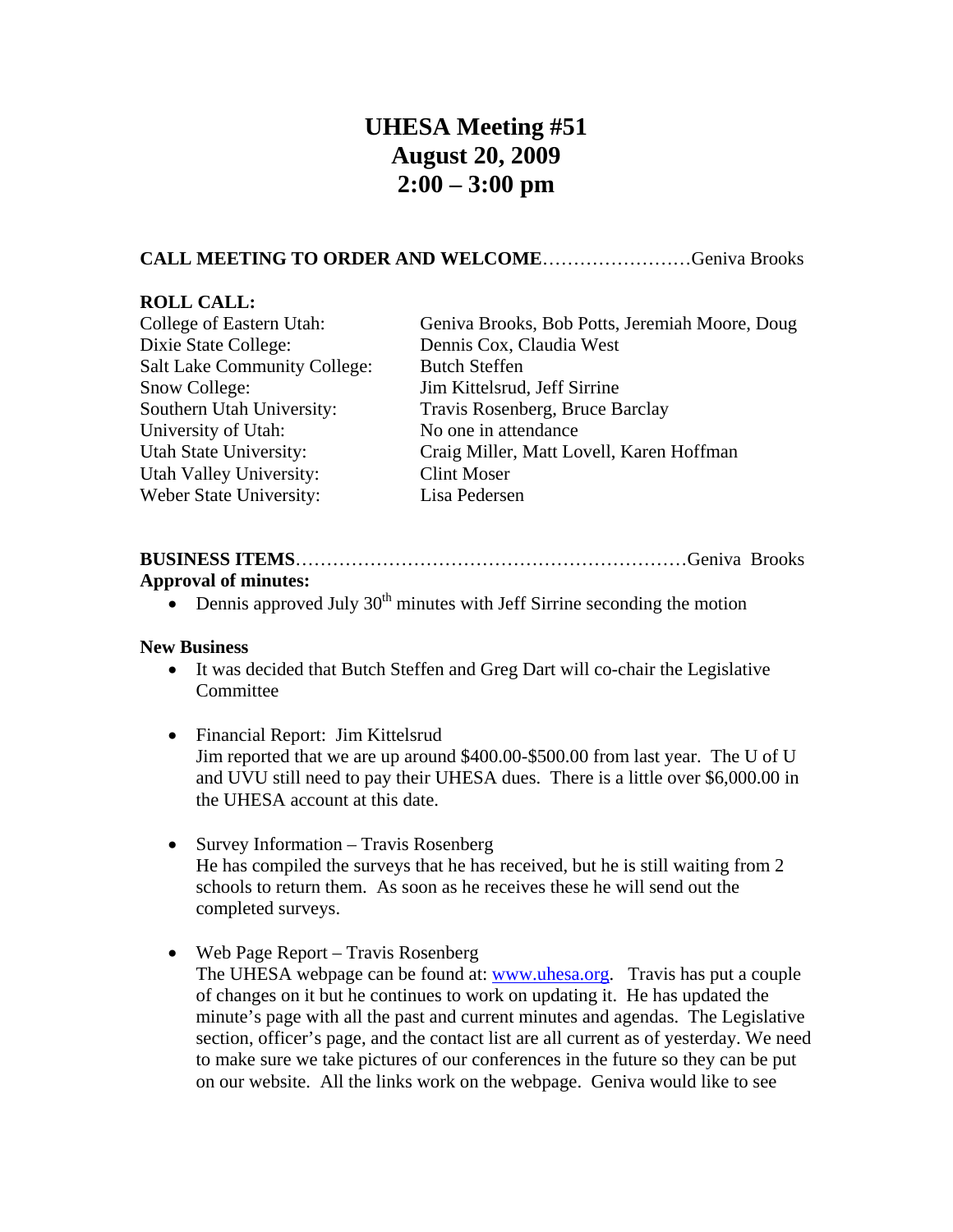# UHESA Meeting #51
# August 20, 2009
# 2:00 – 3:00 pm

**CALL MEETING TO ORDER AND WELCOME**……………………Geniva Brooks

**ROLL CALL:**

| | |
|---|---|
| College of Eastern Utah: | Geniva Brooks, Bob Potts, Jeremiah Moore, Doug |
| Dixie State College: | Dennis Cox, Claudia West |
| Salt Lake Community College: | Butch Steffen |
| Snow College: | Jim Kittelsrud, Jeff Sirrine |
| Southern Utah University: | Travis Rosenberg, Bruce Barclay |
| University of Utah: | No one in attendance |
| Utah State University: | Craig Miller, Matt Lovell, Karen Hoffman |
| Utah Valley University: | Clint Moser |
| Weber State University: | Lisa Pedersen |

**BUSINESS ITEMS**……………………………………………………Geniva Brooks

**Approval of minutes:**

- Dennis approved July 30th minutes with Jeff Sirrine seconding the motion

**New Business**

- It was decided that Butch Steffen and Greg Dart will co-chair the Legislative Committee

- Financial Report: Jim Kittelsrud
  Jim reported that we are up around $400.00-$500.00 from last year. The U of U and UVU still need to pay their UHESA dues. There is a little over $6,000.00 in the UHESA account at this date.

- Survey Information – Travis Rosenberg
  He has compiled the surveys that he has received, but he is still waiting from 2 schools to return them. As soon as he receives these he will send out the completed surveys.

- Web Page Report – Travis Rosenberg
  The UHESA webpage can be found at: www.uhesa.org. Travis has put a couple of changes on it but he continues to work on updating it. He has updated the minute's page with all the past and current minutes and agendas. The Legislative section, officer's page, and the contact list are all current as of yesterday. We need to make sure we take pictures of our conferences in the future so they can be put on our website. All the links work on the webpage. Geniva would like to see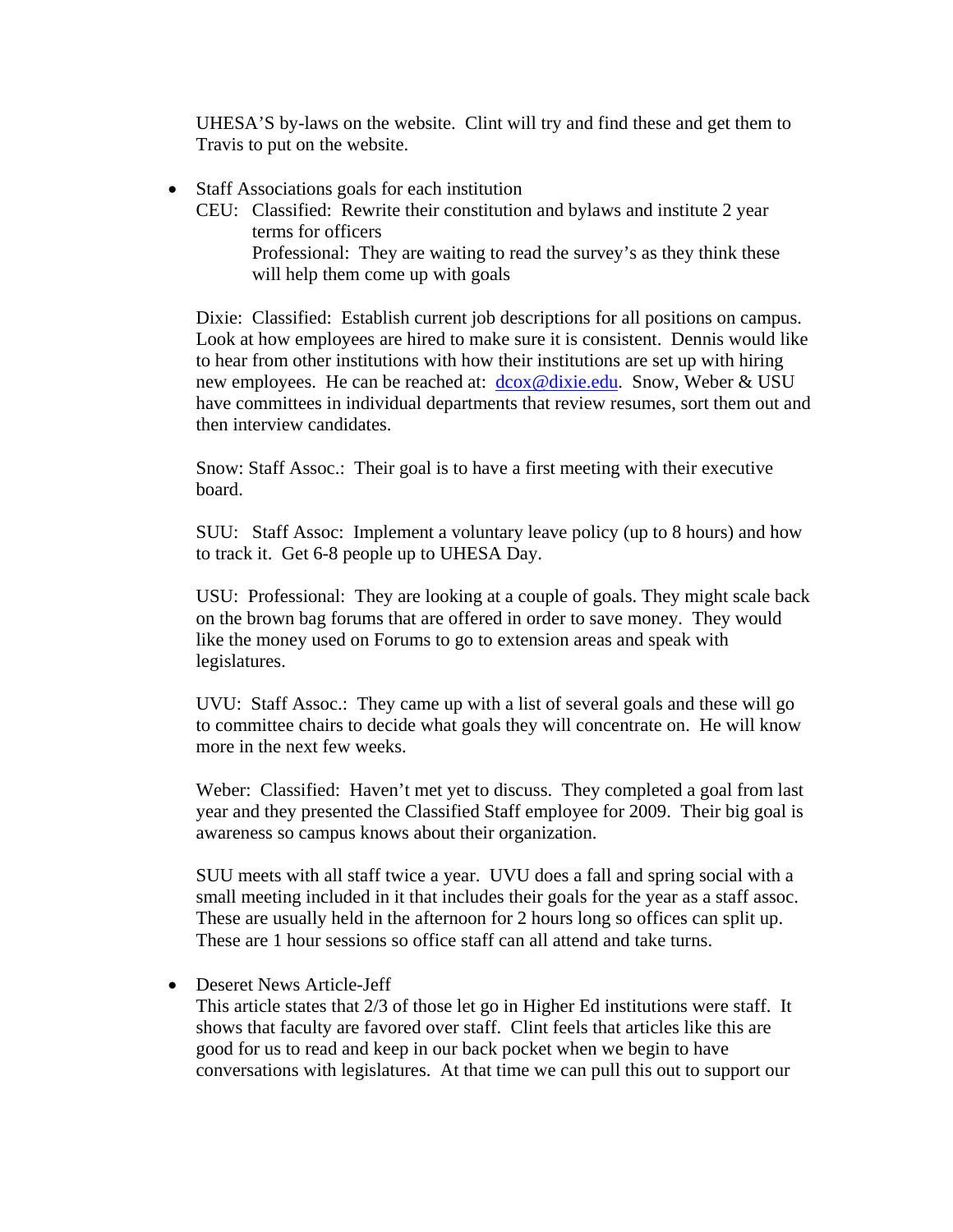UHESA'S by-laws on the website. Clint will try and find these and get them to Travis to put on the website.

- Staff Associations goals for each institution

  CEU: Classified: Rewrite their constitution and bylaws and institute 2 year terms for officers

  Professional: They are waiting to read the survey's as they think these will help them come up with goals

  Dixie: Classified: Establish current job descriptions for all positions on campus. Look at how employees are hired to make sure it is consistent. Dennis would like to hear from other institutions with how their institutions are set up with hiring new employees. He can be reached at: [dcox@dixie.edu](mailto:dcox@dixie.edu). Snow, Weber & USU have committees in individual departments that review resumes, sort them out and then interview candidates.

  Snow: Staff Assoc.: Their goal is to have a first meeting with their executive board.

  SUU: Staff Assoc: Implement a voluntary leave policy (up to 8 hours) and how to track it. Get 6-8 people up to UHESA Day.

  USU: Professional: They are looking at a couple of goals. They might scale back on the brown bag forums that are offered in order to save money. They would like the money used on Forums to go to extension areas and speak with legislatures.

  UVU: Staff Assoc.: They came up with a list of several goals and these will go to committee chairs to decide what goals they will concentrate on. He will know more in the next few weeks.

  Weber: Classified: Haven't met yet to discuss. They completed a goal from last year and they presented the Classified Staff employee for 2009. Their big goal is awareness so campus knows about their organization.

  SUU meets with all staff twice a year. UVU does a fall and spring social with a small meeting included in it that includes their goals for the year as a staff assoc. These are usually held in the afternoon for 2 hours long so offices can split up. These are 1 hour sessions so office staff can all attend and take turns.

- Deseret News Article-Jeff

  This article states that 2/3 of those let go in Higher Ed institutions were staff. It shows that faculty are favored over staff. Clint feels that articles like this are good for us to read and keep in our back pocket when we begin to have conversations with legislatures. At that time we can pull this out to support our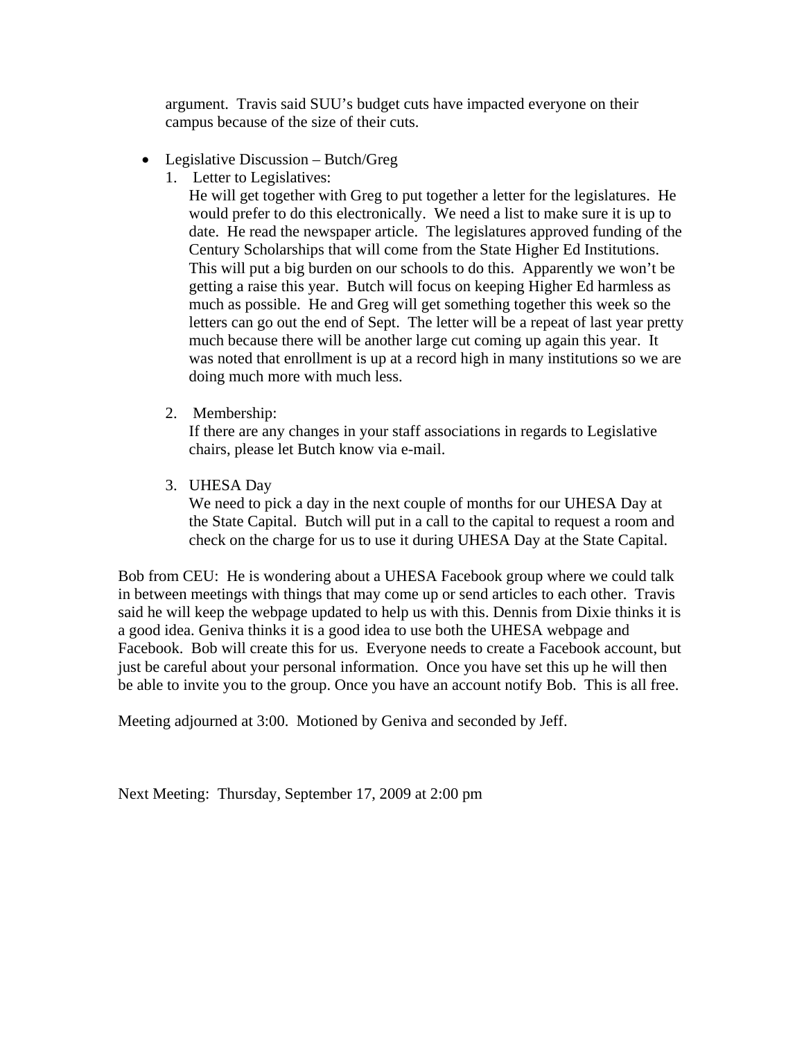argument. Travis said SUU's budget cuts have impacted everyone on their campus because of the size of their cuts.

- Legislative Discussion – Butch/Greg
  1. Letter to Legislatives:
     He will get together with Greg to put together a letter for the legislatures. He would prefer to do this electronically. We need a list to make sure it is up to date. He read the newspaper article. The legislatures approved funding of the Century Scholarships that will come from the State Higher Ed Institutions. This will put a big burden on our schools to do this. Apparently we won't be getting a raise this year. Butch will focus on keeping Higher Ed harmless as much as possible. He and Greg will get something together this week so the letters can go out the end of Sept. The letter will be a repeat of last year pretty much because there will be another large cut coming up again this year. It was noted that enrollment is up at a record high in many institutions so we are doing much more with much less.

  2. Membership:
     If there are any changes in your staff associations in regards to Legislative chairs, please let Butch know via e-mail.

  3. UHESA Day
     We need to pick a day in the next couple of months for our UHESA Day at the State Capital. Butch will put in a call to the capital to request a room and check on the charge for us to use it during UHESA Day at the State Capital.

Bob from CEU: He is wondering about a UHESA Facebook group where we could talk in between meetings with things that may come up or send articles to each other. Travis said he will keep the webpage updated to help us with this. Dennis from Dixie thinks it is a good idea. Geniva thinks it is a good idea to use both the UHESA webpage and Facebook. Bob will create this for us. Everyone needs to create a Facebook account, but just be careful about your personal information. Once you have set this up he will then be able to invite you to the group. Once you have an account notify Bob. This is all free.

Meeting adjourned at 3:00. Motioned by Geniva and seconded by Jeff.

Next Meeting: Thursday, September 17, 2009 at 2:00 pm